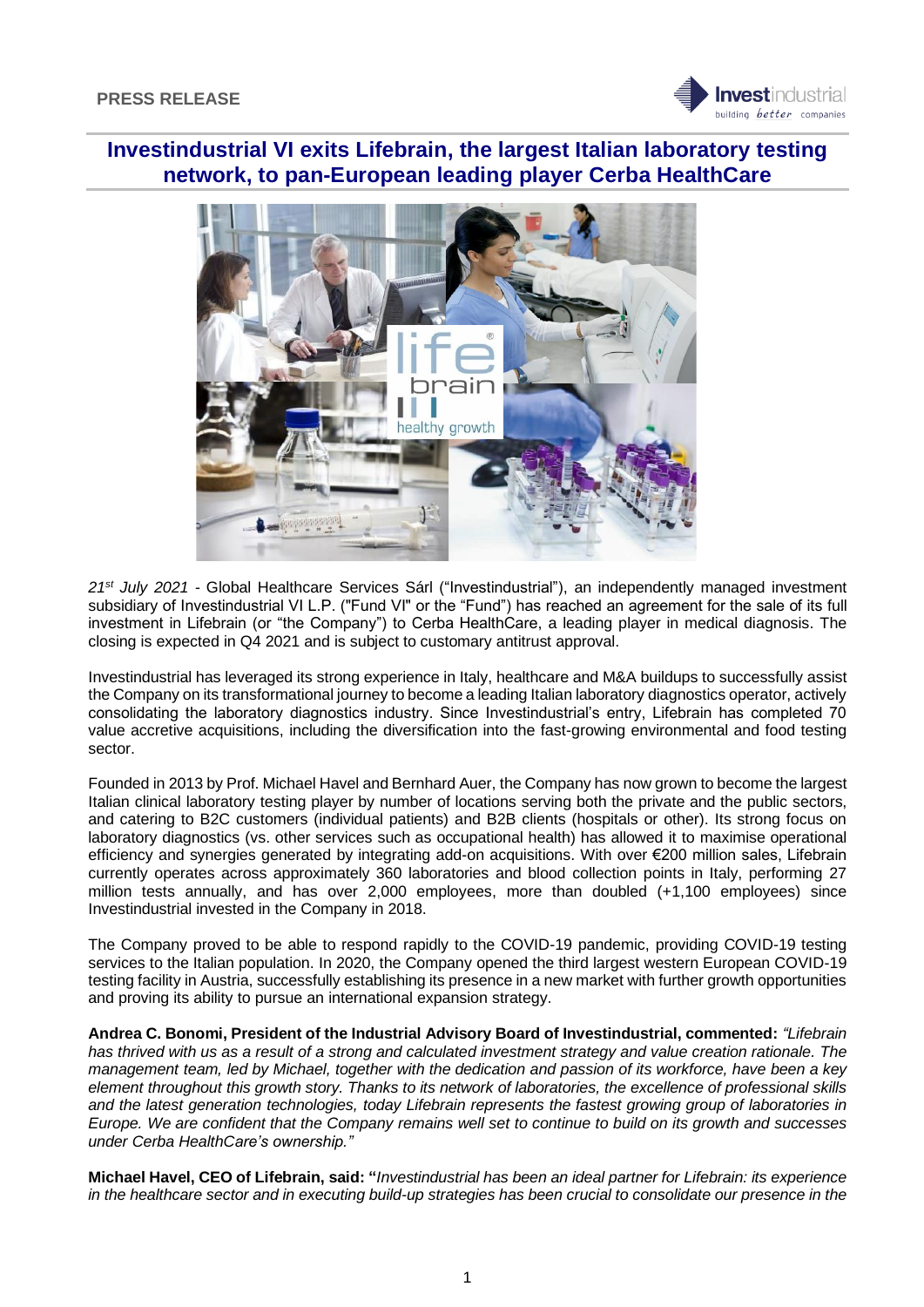**PRESS RELEASE**

# Investindustrial VI exits Lifebrain, the largest Italian laboratory testing network, to pan-European leading player Cerba HealthCare

*21st July 2021* - Global Healthcare Services Sárl ("Investindustrial"), an independently managed investment subsidiary of Investindustrial VI L.P. ("Fund VI" or the "Fund") has reached an agreement for the sale of its full investment in Lifebrain (or "the Company") to Cerba HealthCare, a leading player in medical diagnosis. The closing is expected in Q4 2021 and is subject to customary antitrust approval.

Investindustrial has leveraged its strong experience in Italy, healthcare and M&A buildups to successfully assist the Company on its transformational journey to become a leading Italian laboratory diagnostics operator, actively consolidating the laboratory diagnostics industry. Since Investindustrial's entry, Lifebrain has completed 70 value accretive acquisitions, including the diversification into the fast-growing environmental and food testing sector.

Founded in 2013 by Prof. Michael Havel and Bernhard Auer, the Company has now grown to become the largest Italian clinical laboratory testing player by number of locations serving both the private and the public sectors, and catering to B2C customers (individual patients) and B2B clients (hospitals or other). Its strong focus on laboratory diagnostics (vs. other services such as occupational health) has allowed it to maximise operational efficiency and synergies generated by integrating add-on acquisitions. With over €200 million sales, Lifebrain currently operates across approximately 360 laboratories and blood collection points in Italy, performing 27 million tests annually, and has over 2,000 employees, more than doubled (+1,100 employees) since Investindustrial invested in the Company in 2018.

The Company proved to be able to respond rapidly to the COVID-19 pandemic, providing COVID-19 testing services to the Italian population. In 2020, the Company opened the third largest western European COVID-19 testing facility in Austria, successfully establishing its presence in a new market with further growth opportunities and proving its ability to pursue an international expansion strategy.

**Andrea C. Bonomi, President of the Industrial Advisory Board of Investindustrial, commented:** *"Lifebrain has thrived with us as a result of a strong and calculated investment strategy and value creation rationale. The management team, led by Michael, together with the dedication and passion of its workforce, have been a key element throughout this growth story. Thanks to its network of laboratories, the excellence of professional skills and the latest generation technologies, today Lifebrain represents the fastest growing group of laboratories in Europe. We are confident that the Company remains well set to continue to build on its growth and successes under Cerba HealthCare's ownership."*

**Michael Havel, CEO of Lifebrain, said: "***Investindustrial has been an ideal partner for Lifebrain: its experience in the healthcare sector and in executing build-up strategies has been crucial to consolidate our presence in the*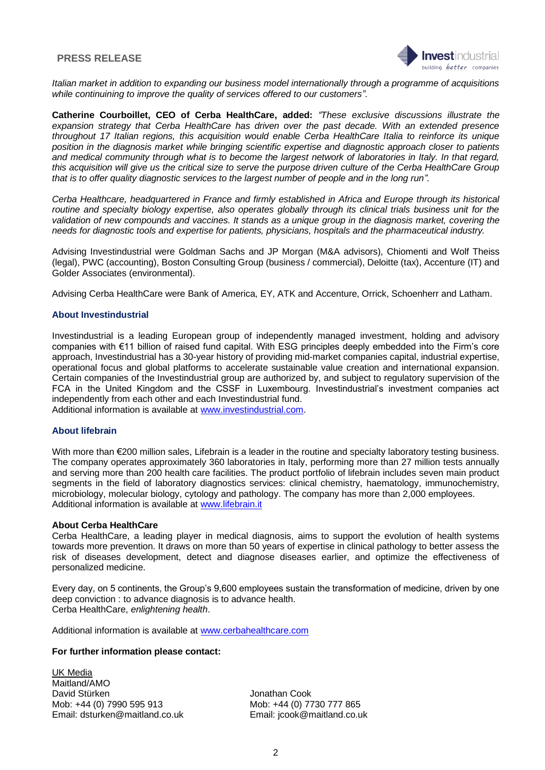*Italian market in addition to expanding our business model internationally through a programme of acquisitions while continuining to improve the quality of services offered to our customers".*

**Catherine Courboillet, CEO of Cerba HealthCare, added:** *"These exclusive discussions illustrate the expansion strategy that Cerba HealthCare has driven over the past decade. With an extended presence throughout 17 Italian regions, this acquisition would enable Cerba HealthCare Italia to reinforce its unique position in the diagnosis market while bringing scientific expertise and diagnostic approach closer to patients and medical community through what is to become the largest network of laboratories in Italy. In that regard, this acquisition will give us the critical size to serve the purpose driven culture of the Cerba HealthCare Group that is to offer quality diagnostic services to the largest number of people and in the long run".*

*Cerba Healthcare, headquartered in France and firmly established in Africa and Europe through its historical routine and specialty biology expertise, also operates globally through its clinical trials business unit for the validation of new compounds and vaccines. It stands as a unique group in the diagnosis market, covering the needs for diagnostic tools and expertise for patients, physicians, hospitals and the pharmaceutical industry.*

Advising Investindustrial were Goldman Sachs and JP Morgan (M&A advisors), Chiomenti and Wolf Theiss (legal), PWC (accounting), Boston Consulting Group (business / commercial), Deloitte (tax), Accenture (IT) and Golder Associates (environmental).

Advising Cerba HealthCare were Bank of America, EY, ATK and Accenture, Orrick, Schoenherr and Latham.

## About Investindustrial

Investindustrial is a leading European group of independently managed investment, holding and advisory companies with €11 billion of raised fund capital. With ESG principles deeply embedded into the Firm's core approach, Investindustrial has a 30-year history of providing mid-market companies capital, industrial expertise, operational focus and global platforms to accelerate sustainable value creation and international expansion. Certain companies of the Investindustrial group are authorized by, and subject to regulatory supervision of the FCA in the United Kingdom and the CSSF in Luxembourg. Investindustrial's investment companies act independently from each other and each Investindustrial fund.
Additional information is available at www.investindustrial.com.

## About lifebrain

With more than €200 million sales, Lifebrain is a leader in the routine and specialty laboratory testing business. The company operates approximately 360 laboratories in Italy, performing more than 27 million tests annually and serving more than 200 health care facilities. The product portfolio of lifebrain includes seven main product segments in the field of laboratory diagnostics services: clinical chemistry, haematology, immunochemistry, microbiology, molecular biology, cytology and pathology. The company has more than 2,000 employees.
Additional information is available at www.lifebrain.it

## About Cerba HealthCare

Cerba HealthCare, a leading player in medical diagnosis, aims to support the evolution of health systems towards more prevention. It draws on more than 50 years of expertise in clinical pathology to better assess the risk of diseases development, detect and diagnose diseases earlier, and optimize the effectiveness of personalized medicine.

Every day, on 5 continents, the Group's 9,600 employees sustain the transformation of medicine, driven by one deep conviction : to advance diagnosis is to advance health.
Cerba HealthCare, *enlightening health*.

Additional information is available at www.cerbahealthcare.com

**For further information please contact:**

UK Media
Maitland/AMO
David Stürken
Mob: +44 (0) 7990 595 913
Email: dsturken@maitland.co.uk

Jonathan Cook
Mob: +44 (0) 7730 777 865
Email: jcook@maitland.co.uk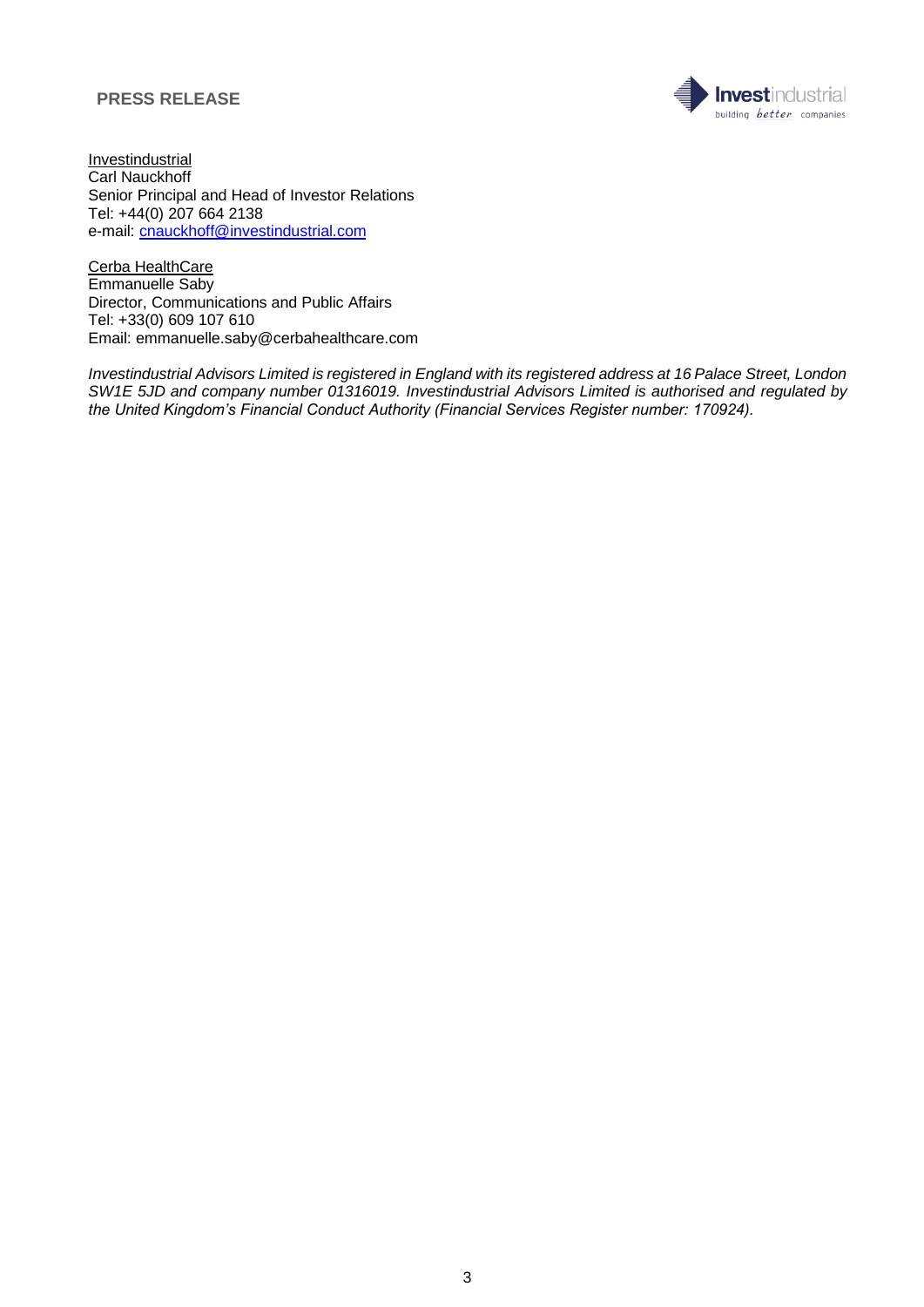Investindustrial
Carl Nauckhoff
Senior Principal and Head of Investor Relations
Tel: +44(0) 207 664 2138
e-mail: cnauckhoff@investindustrial.com

Cerba HealthCare
Emmanuelle Saby
Director, Communications and Public Affairs
Tel: +33(0) 609 107 610
Email: emmanuelle.saby@cerbahealthcare.com

*Investindustrial Advisors Limited is registered in England with its registered address at 16 Palace Street, London SW1E 5JD and company number 01316019. Investindustrial Advisors Limited is authorised and regulated by the United Kingdom's Financial Conduct Authority (Financial Services Register number: 170924).*